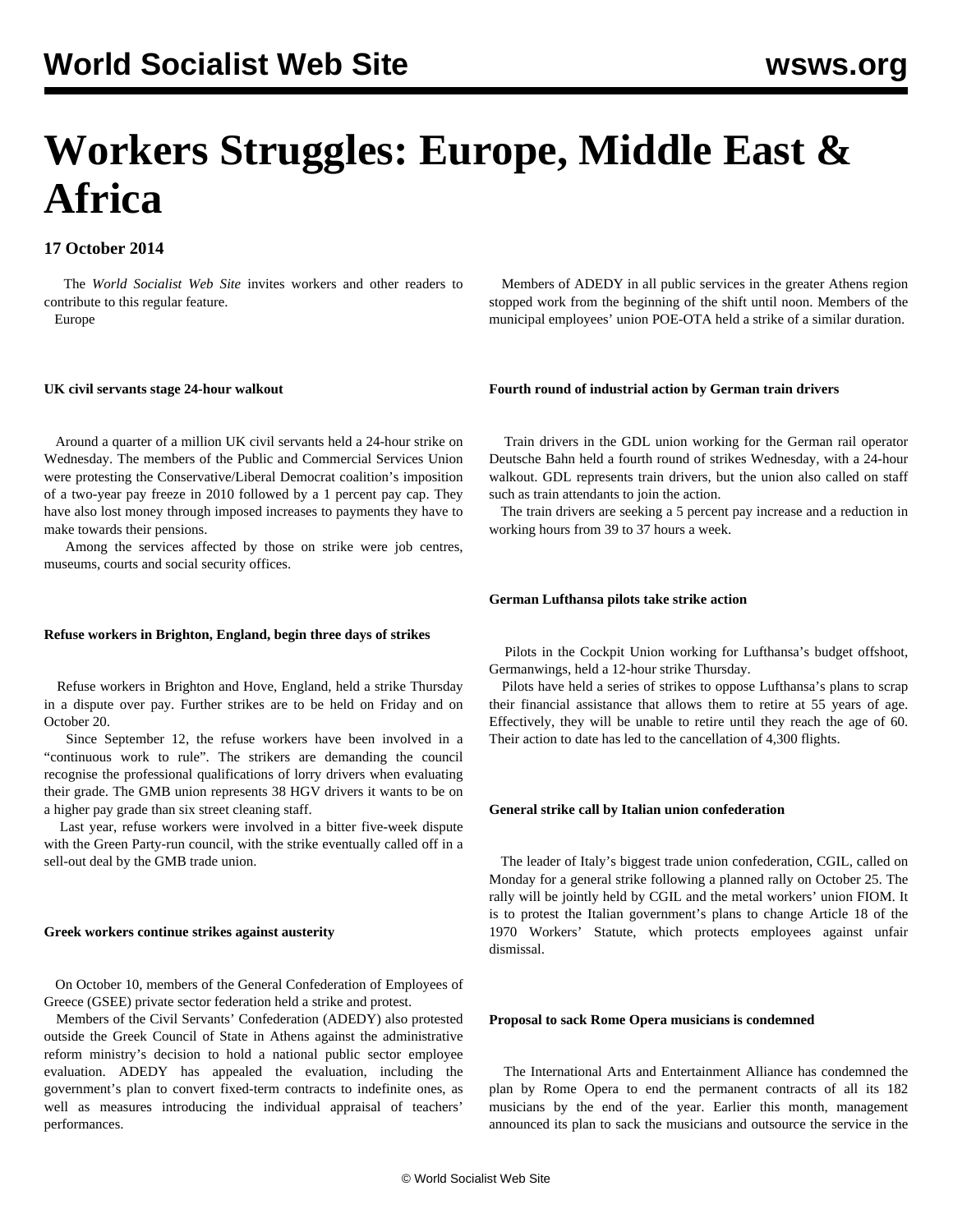# Workers Struggles: Europe, Middle East & Africa

**17 October 2014**

The *World Socialist Web Site* invites workers and other readers to contribute to this regular feature.

## Europe

### UK civil servants stage 24-hour walkout

Around a quarter of a million UK civil servants held a 24-hour strike on Wednesday. The members of the Public and Commercial Services Union were protesting the Conservative/Liberal Democrat coalition's imposition of a two-year pay freeze in 2010 followed by a 1 percent pay cap. They have also lost money through imposed increases to payments they have to make towards their pensions.

Among the services affected by those on strike were job centres, museums, courts and social security offices.

### Refuse workers in Brighton, England, begin three days of strikes

Refuse workers in Brighton and Hove, England, held a strike Thursday in a dispute over pay. Further strikes are to be held on Friday and on October 20.

Since September 12, the refuse workers have been involved in a "continuous work to rule". The strikers are demanding the council recognise the professional qualifications of lorry drivers when evaluating their grade. The GMB union represents 38 HGV drivers it wants to be on a higher pay grade than six street cleaning staff.

Last year, refuse workers were involved in a bitter five-week dispute with the Green Party-run council, with the strike eventually called off in a sell-out deal by the GMB trade union.

### Greek workers continue strikes against austerity

On October 10, members of the General Confederation of Employees of Greece (GSEE) private sector federation held a strike and protest.

Members of the Civil Servants' Confederation (ADEDY) also protested outside the Greek Council of State in Athens against the administrative reform ministry's decision to hold a national public sector employee evaluation. ADEDY has appealed the evaluation, including the government's plan to convert fixed-term contracts to indefinite ones, as well as measures introducing the individual appraisal of teachers' performances.

Members of ADEDY in all public services in the greater Athens region stopped work from the beginning of the shift until noon. Members of the municipal employees' union POE-OTA held a strike of a similar duration.

### Fourth round of industrial action by German train drivers

Train drivers in the GDL union working for the German rail operator Deutsche Bahn held a fourth round of strikes Wednesday, with a 24-hour walkout. GDL represents train drivers, but the union also called on staff such as train attendants to join the action.

The train drivers are seeking a 5 percent pay increase and a reduction in working hours from 39 to 37 hours a week.

### German Lufthansa pilots take strike action

Pilots in the Cockpit Union working for Lufthansa's budget offshoot, Germanwings, held a 12-hour strike Thursday.

Pilots have held a series of strikes to oppose Lufthansa's plans to scrap their financial assistance that allows them to retire at 55 years of age. Effectively, they will be unable to retire until they reach the age of 60. Their action to date has led to the cancellation of 4,300 flights.

### General strike call by Italian union confederation

The leader of Italy's biggest trade union confederation, CGIL, called on Monday for a general strike following a planned rally on October 25. The rally will be jointly held by CGIL and the metal workers' union FIOM. It is to protest the Italian government's plans to change Article 18 of the 1970 Workers' Statute, which protects employees against unfair dismissal.

### Proposal to sack Rome Opera musicians is condemned

The International Arts and Entertainment Alliance has condemned the plan by Rome Opera to end the permanent contracts of all its 182 musicians by the end of the year. Earlier this month, management announced its plan to sack the musicians and outsource the service in the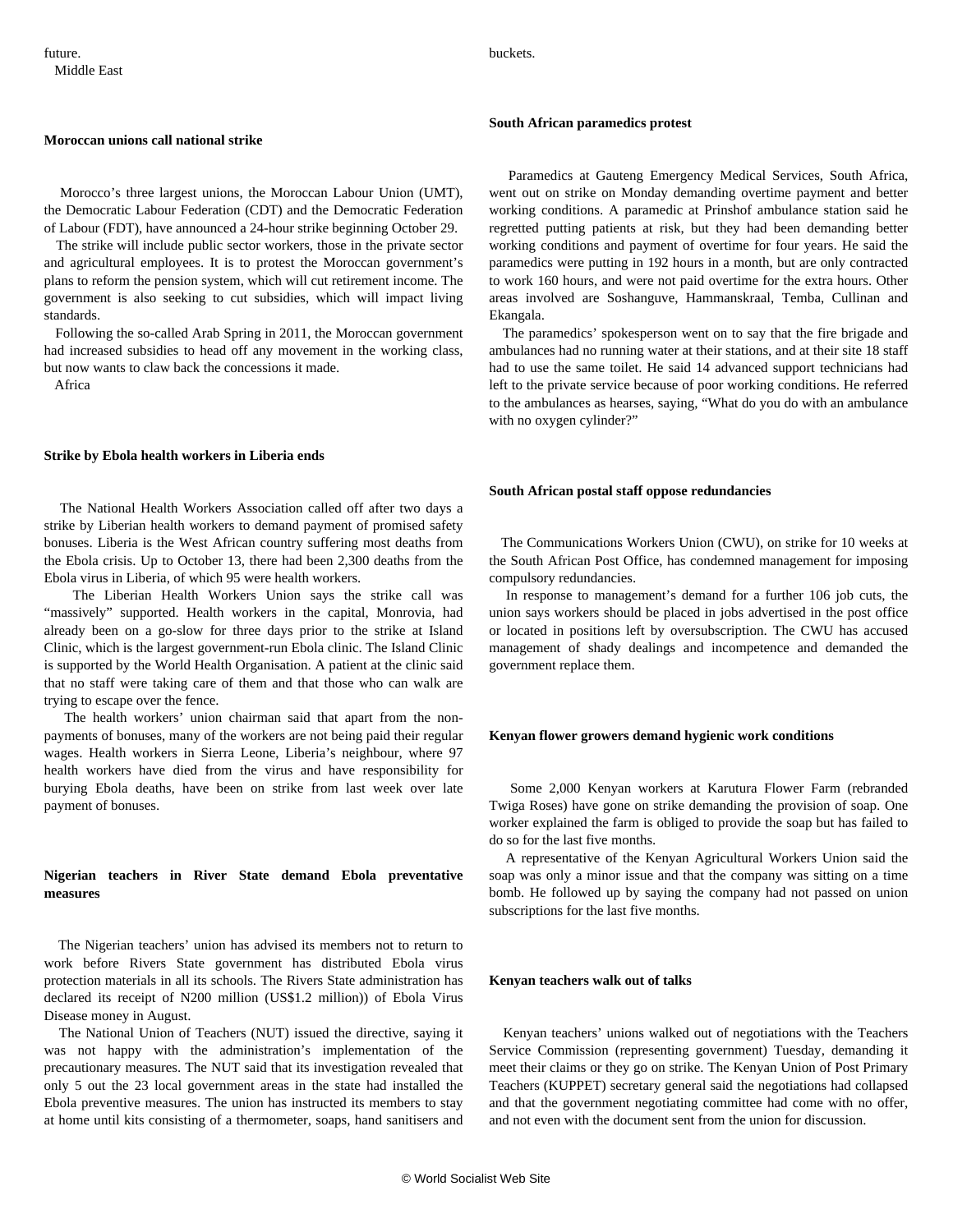future.

Middle East

**Moroccan unions call national strike**

Morocco's three largest unions, the Moroccan Labour Union (UMT), the Democratic Labour Federation (CDT) and the Democratic Federation of Labour (FDT), have announced a 24-hour strike beginning October 29.

The strike will include public sector workers, those in the private sector and agricultural employees. It is to protest the Moroccan government's plans to reform the pension system, which will cut retirement income. The government is also seeking to cut subsidies, which will impact living standards.

Following the so-called Arab Spring in 2011, the Moroccan government had increased subsidies to head off any movement in the working class, but now wants to claw back the concessions it made.

Africa

**Strike by Ebola health workers in Liberia ends**

The National Health Workers Association called off after two days a strike by Liberian health workers to demand payment of promised safety bonuses. Liberia is the West African country suffering most deaths from the Ebola crisis. Up to October 13, there had been 2,300 deaths from the Ebola virus in Liberia, of which 95 were health workers.

The Liberian Health Workers Union says the strike call was "massively" supported. Health workers in the capital, Monrovia, had already been on a go-slow for three days prior to the strike at Island Clinic, which is the largest government-run Ebola clinic. The Island Clinic is supported by the World Health Organisation. A patient at the clinic said that no staff were taking care of them and that those who can walk are trying to escape over the fence.

The health workers' union chairman said that apart from the non-payments of bonuses, many of the workers are not being paid their regular wages. Health workers in Sierra Leone, Liberia's neighbour, where 97 health workers have died from the virus and have responsibility for burying Ebola deaths, have been on strike from last week over late payment of bonuses.

**Nigerian teachers in River State demand Ebola preventative measures**

The Nigerian teachers' union has advised its members not to return to work before Rivers State government has distributed Ebola virus protection materials in all its schools. The Rivers State administration has declared its receipt of N200 million (US$1.2 million)) of Ebola Virus Disease money in August.

The National Union of Teachers (NUT) issued the directive, saying it was not happy with the administration's implementation of the precautionary measures. The NUT said that its investigation revealed that only 5 out the 23 local government areas in the state had installed the Ebola preventive measures. The union has instructed its members to stay at home until kits consisting of a thermometer, soaps, hand sanitisers and buckets.

**South African paramedics protest**

Paramedics at Gauteng Emergency Medical Services, South Africa, went out on strike on Monday demanding overtime payment and better working conditions. A paramedic at Prinshof ambulance station said he regretted putting patients at risk, but they had been demanding better working conditions and payment of overtime for four years. He said the paramedics were putting in 192 hours in a month, but are only contracted to work 160 hours, and were not paid overtime for the extra hours. Other areas involved are Soshanguve, Hammanskraal, Temba, Cullinan and Ekangala.

The paramedics' spokesperson went on to say that the fire brigade and ambulances had no running water at their stations, and at their site 18 staff had to use the same toilet. He said 14 advanced support technicians had left to the private service because of poor working conditions. He referred to the ambulances as hearses, saying, "What do you do with an ambulance with no oxygen cylinder?"

**South African postal staff oppose redundancies**

The Communications Workers Union (CWU), on strike for 10 weeks at the South African Post Office, has condemned management for imposing compulsory redundancies.

In response to management's demand for a further 106 job cuts, the union says workers should be placed in jobs advertised in the post office or located in positions left by oversubscription. The CWU has accused management of shady dealings and incompetence and demanded the government replace them.

**Kenyan flower growers demand hygienic work conditions**

Some 2,000 Kenyan workers at Karutura Flower Farm (rebranded Twiga Roses) have gone on strike demanding the provision of soap. One worker explained the farm is obliged to provide the soap but has failed to do so for the last five months.

A representative of the Kenyan Agricultural Workers Union said the soap was only a minor issue and that the company was sitting on a time bomb. He followed up by saying the company had not passed on union subscriptions for the last five months.

**Kenyan teachers walk out of talks**

Kenyan teachers' unions walked out of negotiations with the Teachers Service Commission (representing government) Tuesday, demanding it meet their claims or they go on strike. The Kenyan Union of Post Primary Teachers (KUPPET) secretary general said the negotiations had collapsed and that the government negotiating committee had come with no offer, and not even with the document sent from the union for discussion.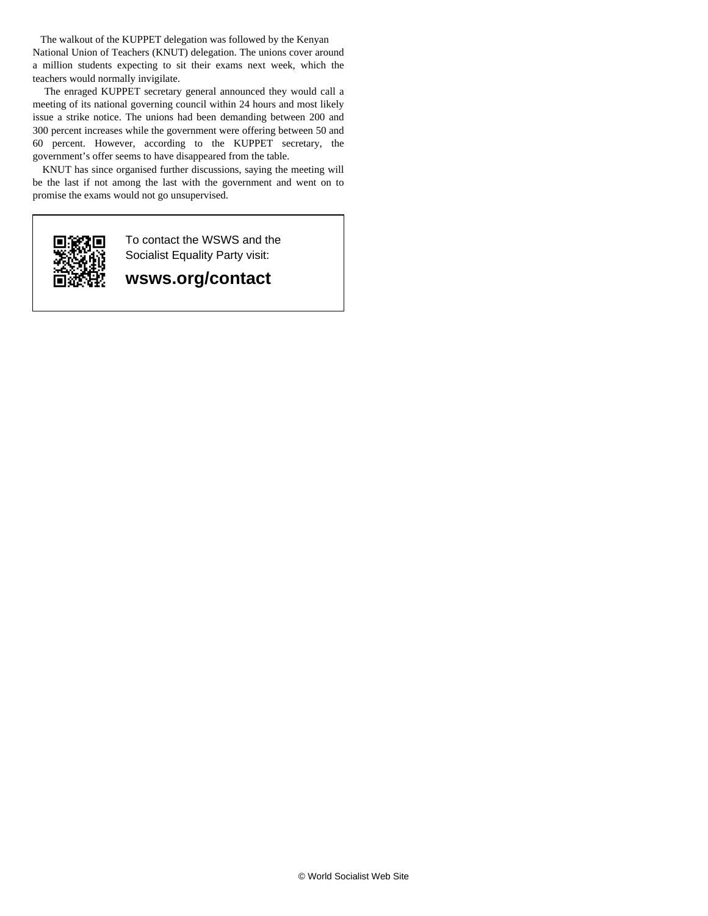The walkout of the KUPPET delegation was followed by the Kenyan National Union of Teachers (KNUT) delegation. The unions cover around a million students expecting to sit their exams next week, which the teachers would normally invigilate.

The enraged KUPPET secretary general announced they would call a meeting of its national governing council within 24 hours and most likely issue a strike notice. The unions had been demanding between 200 and 300 percent increases while the government were offering between 50 and 60 percent. However, according to the KUPPET secretary, the government's offer seems to have disappeared from the table.

KNUT has since organised further discussions, saying the meeting will be the last if not among the last with the government and went on to promise the exams would not go unsupervised.

To contact the WSWS and the Socialist Equality Party visit:

**wsws.org/contact**